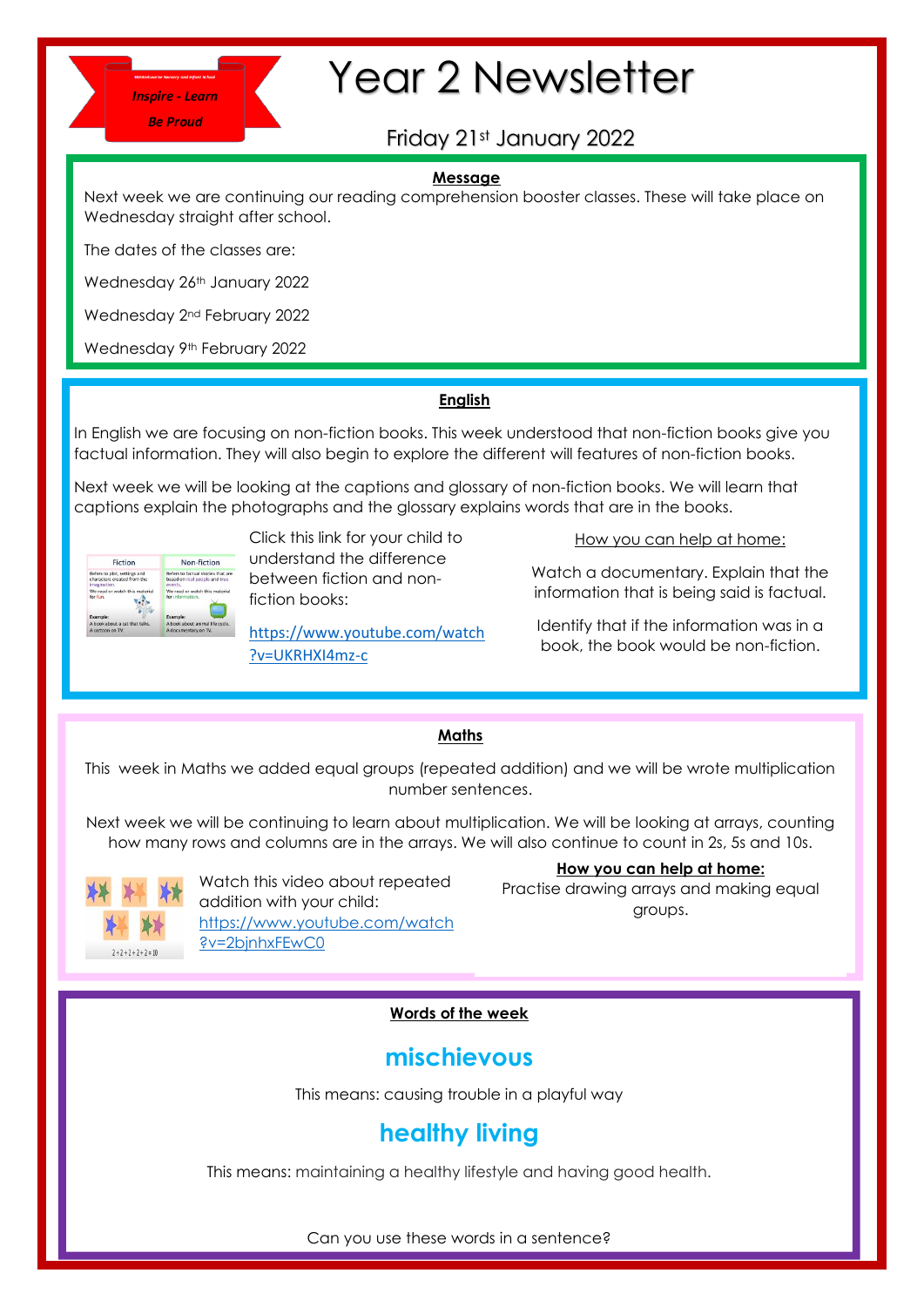Inspire - Learn

Be Proud

# Year 2 Newsletter

Friday 21st January 2022

## Message

Next week we are continuing our reading comprehension booster classes. These will take place on Wednesday straight after school.

The dates of the classes are:

Wednesday 26th January 2022

Wednesday 2nd February 2022

Wednesday 9th February 2022

## English

In English we are focusing on non-fiction books. This week understood that non-fiction books give you factual information. They will also begin to explore the different will features of non-fiction books.

Next week we will be looking at the captions and glossary of non-fiction books. We will learn that captions explain the photographs and the glossary explains words that are in the books.

Click this link for your child to understand the difference between fiction and non-fiction books:

https://www.youtube.com/watch?v=UKRHXI4mz-c

How you can help at home:

Watch a documentary. Explain that the information that is being said is factual.

Identify that if the information was in a book, the book would be non-fiction.

## Maths

This week in Maths we added equal groups (repeated addition) and we will be wrote multiplication number sentences.

Next week we will be continuing to learn about multiplication. We will be looking at arrays, counting how many rows and columns are in the arrays. We will also continue to count in 2s, 5s and 10s.

Watch this video about repeated addition with your child: https://www.youtube.com/watch?v=2bjnhxFEwC0

**How you can help at home:**
Practise drawing arrays and making equal groups.

## Words of the week

### mischievous

This means: causing trouble in a playful way

### healthy living

This means: maintaining a healthy lifestyle and having good health.

Can you use these words in a sentence?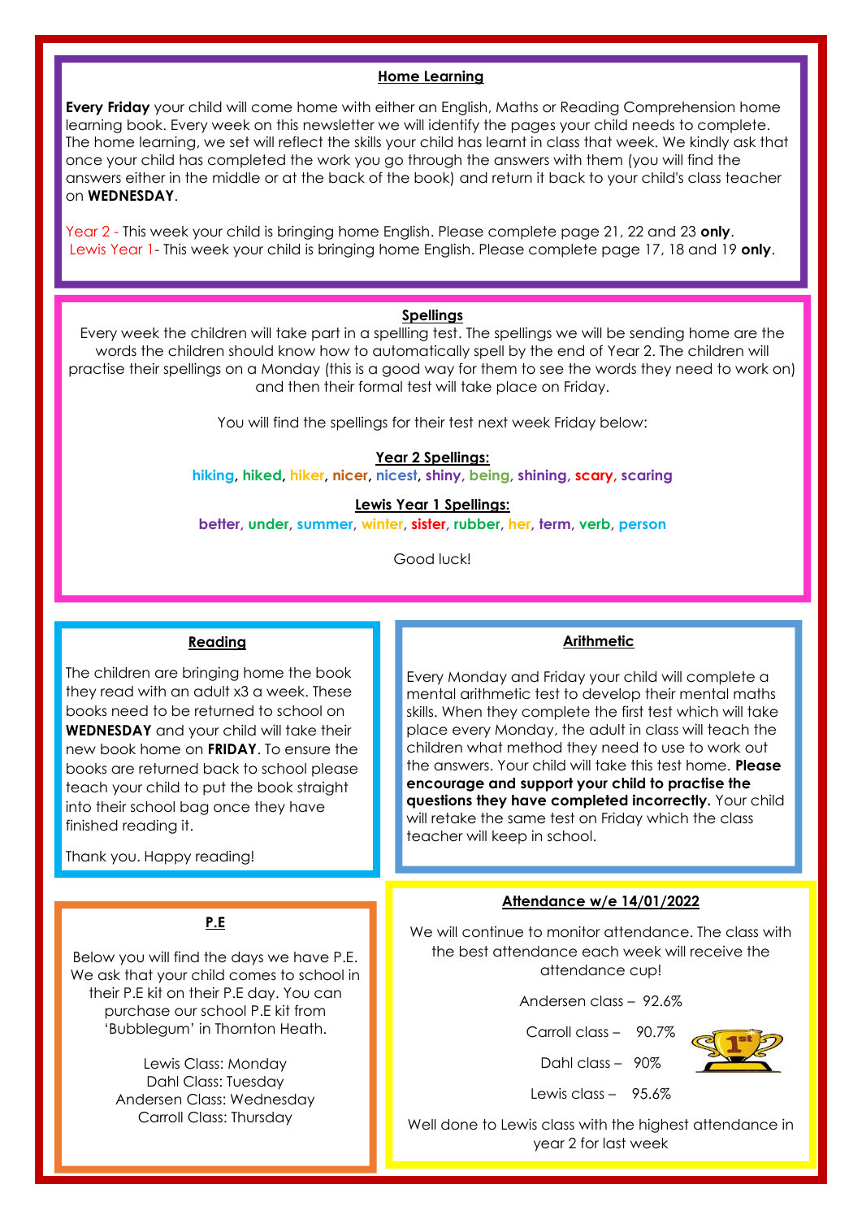## Home Learning

**Every Friday** your child will come home with either an English, Maths or Reading Comprehension home learning book. Every week on this newsletter we will identify the pages your child needs to complete. The home learning, we set will reflect the skills your child has learnt in class that week. We kindly ask that once your child has completed the work you go through the answers with them (you will find the answers either in the middle or at the back of the book) and return it back to your child's class teacher on **WEDNESDAY**.

Year 2 - This week your child is bringing home English. Please complete page 21, 22 and 23 **only**.
Lewis Year 1- This week your child is bringing home English. Please complete page 17, 18 and 19 **only**.

## Spellings

Every week the children will take part in a spellling test. The spellings we will be sending home are the words the children should know how to automatically spell by the end of Year 2. The children will practise their spellings on a Monday (this is a good way for them to see the words they need to work on) and then their formal test will take place on Friday.

You will find the spellings for their test next week Friday below:

**Year 2 Spellings:**

**hiking, hiked, hiker, nicer, nicest, shiny, being, shining, scary, scaring**

**Lewis Year 1 Spellings:**

**better, under, summer, winter, sister, rubber, her, term, verb, person**

Good luck!

## Reading

The children are bringing home the book they read with an adult x3 a week. These books need to be returned to school on **WEDNESDAY** and your child will take their new book home on **FRIDAY**. To ensure the books are returned back to school please teach your child to put the book straight into their school bag once they have finished reading it.

Thank you. Happy reading!

## Arithmetic

Every Monday and Friday your child will complete a mental arithmetic test to develop their mental maths skills. When they complete the first test which will take place every Monday, the adult in class will teach the children what method they need to use to work out the answers. Your child will take this test home. **Please encourage and support your child to practise the questions they have completed incorrectly.** Your child will retake the same test on Friday which the class teacher will keep in school.

## P.E

Below you will find the days we have P.E. We ask that your child comes to school in their P.E kit on their P.E day. You can purchase our school P.E kit from 'Bubblegum' in Thornton Heath.

Lewis Class: Monday
Dahl Class: Tuesday
Andersen Class: Wednesday
Carroll Class: Thursday

## Attendance w/e 14/01/2022

We will continue to monitor attendance. The class with the best attendance each week will receive the attendance cup!

Andersen class – 92.6%

Carroll class – 90.7%

Dahl class – 90%

Lewis class – 95.6%

Well done to Lewis class with the highest attendance in year 2 for last week